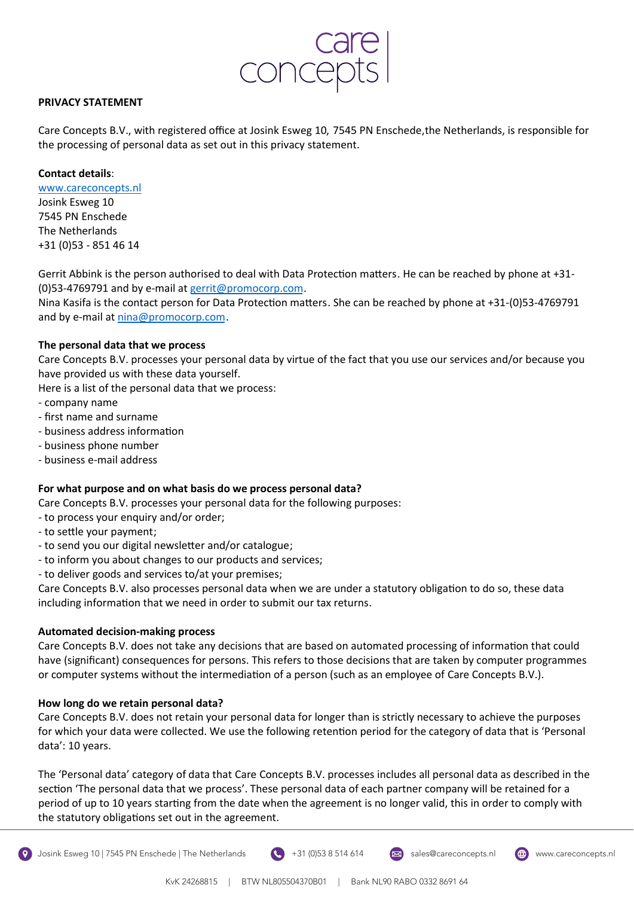**PRIVACY STATEMENT**

Care Concepts B.V., with registered office at Josink Esweg 10, 7545 PN Enschede,the Netherlands, is responsible for the processing of personal data as set out in this privacy statement.

**Contact details**:
www.careconcepts.nl
Josink Esweg 10
7545 PN Enschede
The Netherlands
+31 (0)53 - 851 46 14

Gerrit Abbink is the person authorised to deal with Data Protection matters. He can be reached by phone at +31-(0)53-4769791 and by e-mail at gerrit@promocorp.com.
Nina Kasifa is the contact person for Data Protection matters. She can be reached by phone at +31-(0)53-4769791 and by e-mail at nina@promocorp.com.

**The personal data that we process**
Care Concepts B.V. processes your personal data by virtue of the fact that you use our services and/or because you have provided us with these data yourself.
Here is a list of the personal data that we process:
- company name
- first name and surname
- business address information
- business phone number
- business e-mail address

**For what purpose and on what basis do we process personal data?**
Care Concepts B.V. processes your personal data for the following purposes:
- to process your enquiry and/or order;
- to settle your payment;
- to send you our digital newsletter and/or catalogue;
- to inform you about changes to our products and services;
- to deliver goods and services to/at your premises;

Care Concepts B.V. also processes personal data when we are under a statutory obligation to do so, these data including information that we need in order to submit our tax returns.

**Automated decision-making process**
Care Concepts B.V. does not take any decisions that are based on automated processing of information that could have (significant) consequences for persons. This refers to those decisions that are taken by computer programmes or computer systems without the intermediation of a person (such as an employee of Care Concepts B.V.).

**How long do we retain personal data?**
Care Concepts B.V. does not retain your personal data for longer than is strictly necessary to achieve the purposes for which your data were collected. We use the following retention period for the category of data that is 'Personal data': 10 years.

The 'Personal data' category of data that Care Concepts B.V. processes includes all personal data as described in the section 'The personal data that we process'. These personal data of each partner company will be retained for a period of up to 10 years starting from the date when the agreement is no longer valid, this in order to comply with the statutory obligations set out in the agreement.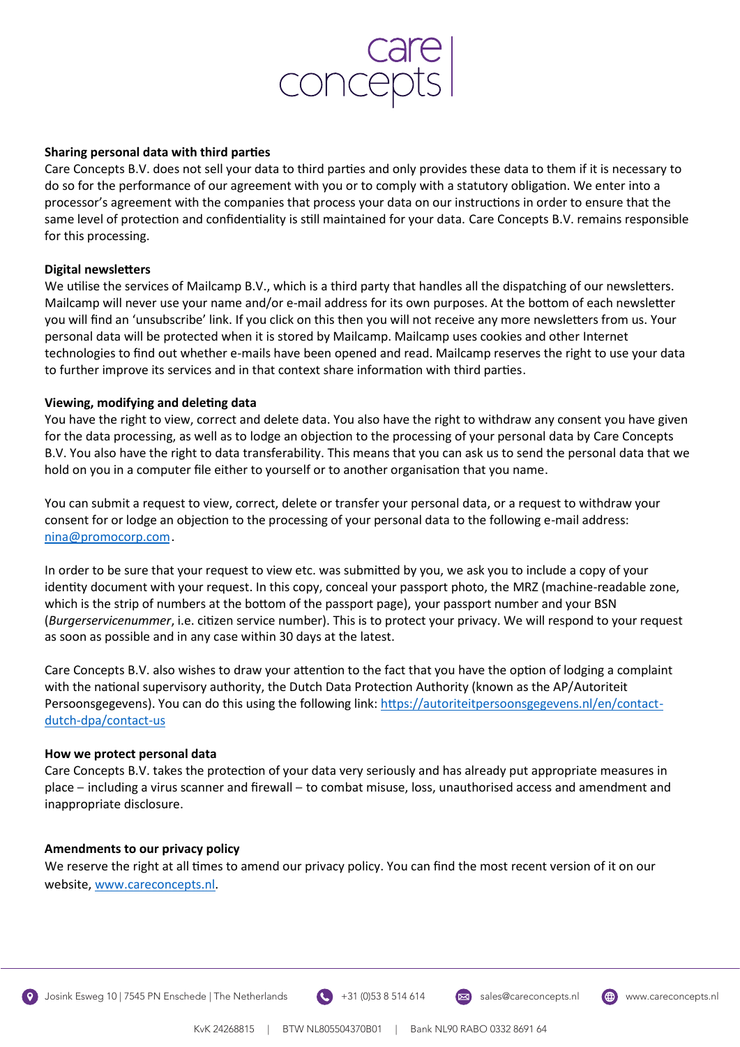**Sharing personal data with third parties**

Care Concepts B.V. does not sell your data to third parties and only provides these data to them if it is necessary to do so for the performance of our agreement with you or to comply with a statutory obligation. We enter into a processor's agreement with the companies that process your data on our instructions in order to ensure that the same level of protection and confidentiality is still maintained for your data. Care Concepts B.V. remains responsible for this processing.

**Digital newsletters**

We utilise the services of Mailcamp B.V., which is a third party that handles all the dispatching of our newsletters. Mailcamp will never use your name and/or e-mail address for its own purposes. At the bottom of each newsletter you will find an 'unsubscribe' link. If you click on this then you will not receive any more newsletters from us. Your personal data will be protected when it is stored by Mailcamp. Mailcamp uses cookies and other Internet technologies to find out whether e-mails have been opened and read. Mailcamp reserves the right to use your data to further improve its services and in that context share information with third parties.

**Viewing, modifying and deleting data**

You have the right to view, correct and delete data. You also have the right to withdraw any consent you have given for the data processing, as well as to lodge an objection to the processing of your personal data by Care Concepts B.V. You also have the right to data transferability. This means that you can ask us to send the personal data that we hold on you in a computer file either to yourself or to another organisation that you name.

You can submit a request to view, correct, delete or transfer your personal data, or a request to withdraw your consent for or lodge an objection to the processing of your personal data to the following e-mail address: nina@promocorp.com.

In order to be sure that your request to view etc. was submitted by you, we ask you to include a copy of your identity document with your request. In this copy, conceal your passport photo, the MRZ (machine-readable zone, which is the strip of numbers at the bottom of the passport page), your passport number and your BSN (*Burgerservicenummer*, i.e. citizen service number). This is to protect your privacy. We will respond to your request as soon as possible and in any case within 30 days at the latest.

Care Concepts B.V. also wishes to draw your attention to the fact that you have the option of lodging a complaint with the national supervisory authority, the Dutch Data Protection Authority (known as the AP/Autoriteit Persoonsgegevens). You can do this using the following link: https://autoriteitpersoonsgegevens.nl/en/contact-dutch-dpa/contact-us

**How we protect personal data**

Care Concepts B.V. takes the protection of your data very seriously and has already put appropriate measures in place – including a virus scanner and firewall – to combat misuse, loss, unauthorised access and amendment and inappropriate disclosure.

**Amendments to our privacy policy**

We reserve the right at all times to amend our privacy policy. You can find the most recent version of it on our website, www.careconcepts.nl.